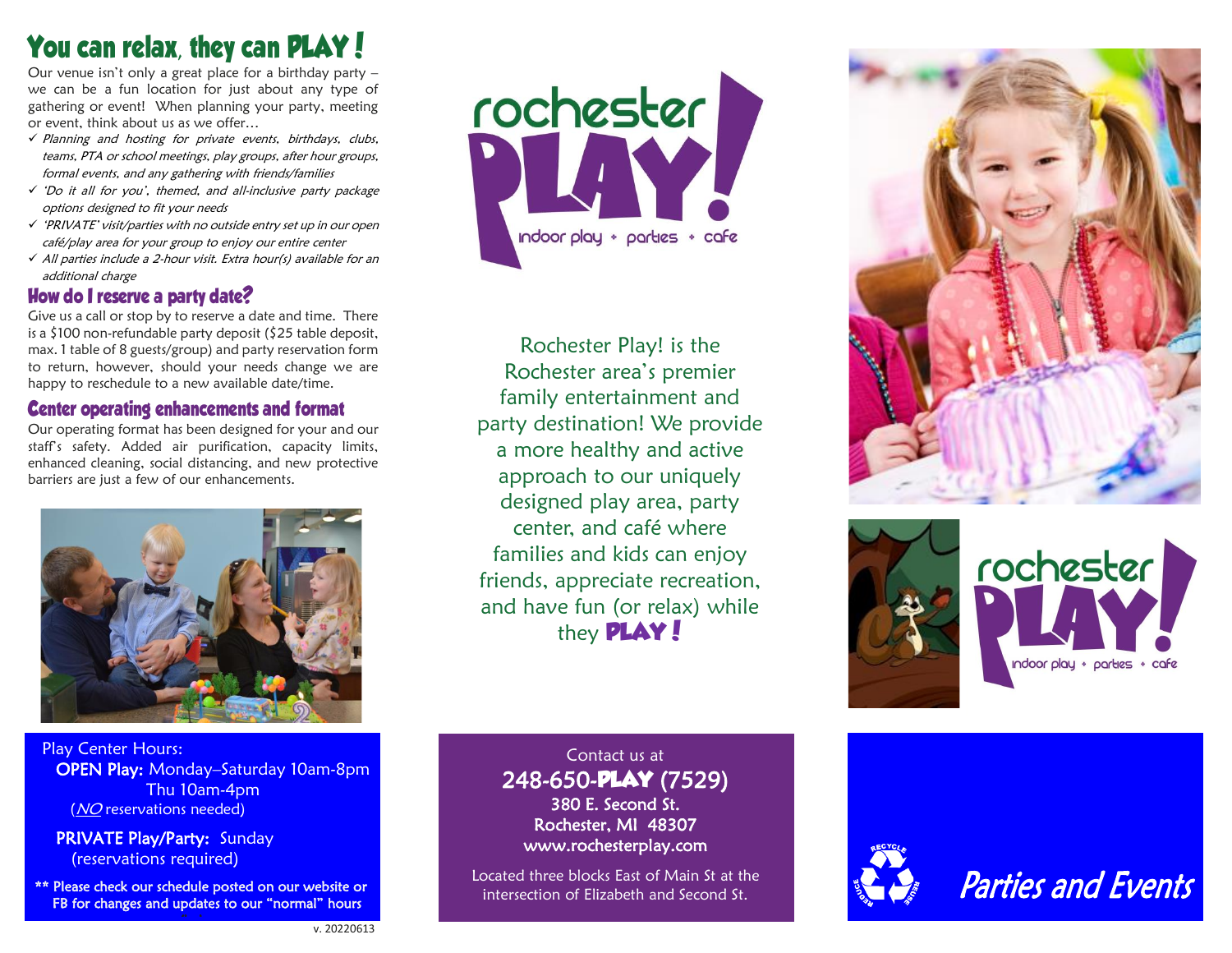# You can relax, they can PLAY!

Our venue isn't only a great place for a birthday party – we can be a fun location for just about any type of gathering or event! When planning your party, meeting or event, think about us as we offer…

- ✓ *Planning and hosting for private events, birthdays, clubs, teams, PTA or school meetings, play groups, after hour groups, formal events, and any gathering with friends/families*
- ✓ *'Do it all for you', themed, and all-inclusive party package options designed to fit your needs*
- ✓ *'PRIVATE' visit/parties with no outside entry set up in our open café/play area for your group to enjoy our entire center*
- ✓ *All parties include a 2-hour visit. Extra hour(s) available for an additional charge*

## How do I reserve a party date?

Give us a call or stop by to reserve a date and time. There is a $100 non-refundable party deposit ($25 table deposit, max. 1 table of 8 guests/group) and party reservation form to return, however, should your needs change we are happy to reschedule to a new available date/time.

## Center operating enhancements and format

Our operating format has been designed for your and our staff's safety. Added air purification, capacity limits, enhanced cleaning, social distancing, and new protective barriers are just a few of our enhancements.

Play Center Hours:

**OPEN Play:** Monday–Saturday 10am-8pm
Thu 10am-4pm
(*NO* reservations needed)

**PRIVATE Play/Party:** Sunday
(reservations required)

** Please check our schedule posted on our website or FB for changes and updates to our "normal" hours

v. 20220613

rochester PLAY!
indoor play + parties + cafe

Rochester Play! is the Rochester area's premier family entertainment and party destination! We provide a more healthy and active approach to our uniquely designed play area, party center, and café where families and kids can enjoy friends, appreciate recreation, and have fun (or relax) while they **PLAY!**

Contact us at
**248-650-PLAY (7529)**
**380 E. Second St.**
**Rochester, MI 48307**
**www.rochesterplay.com**

Located three blocks East of Main St at the intersection of Elizabeth and Second St.

rochester PLAY!
indoor play + parties + cafe

*Parties and Events*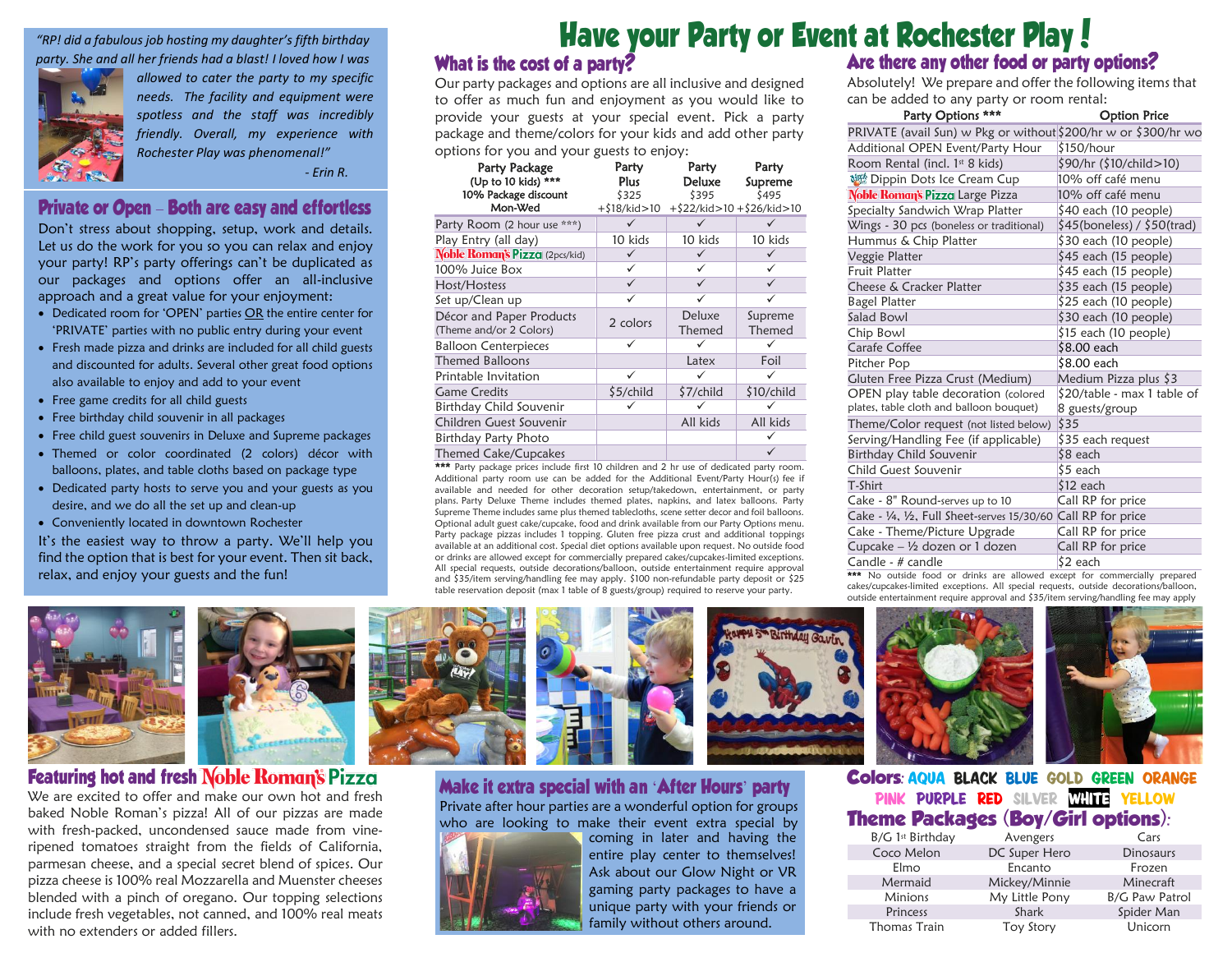# Have your Party or Event at Rochester Play!

*"RP! did a fabulous job hosting my daughter's fifth birthday party. She and all her friends had a blast! I loved how I was allowed to cater the party to my specific needs. The facility and equipment were spotless and the staff was incredibly friendly. Overall, my experience with Rochester Play was phenomenal!"*

*- Erin R.*

## Private or Open – Both are easy and effortless

Don't stress about shopping, setup, work and details. Let us do the work for you so you can relax and enjoy your party! RP's party offerings can't be duplicated as our packages and options offer an all-inclusive approach and a great value for your enjoyment:

- Dedicated room for 'OPEN' parties OR the entire center for 'PRIVATE' parties with no public entry during your event
- Fresh made pizza and drinks are included for all child guests and discounted for adults. Several other great food options also available to enjoy and add to your event
- Free game credits for all child guests
- Free birthday child souvenir in all packages
- Free child guest souvenirs in Deluxe and Supreme packages
- Themed or color coordinated (2 colors) décor with balloons, plates, and table cloths based on package type
- Dedicated party hosts to serve you and your guests as you desire, and we do all the set up and clean-up
- Conveniently located in downtown Rochester

It's the easiest way to throw a party. We'll help you find the option that is best for your event. Then sit back, relax, and enjoy your guests and the fun!

## What is the cost of a party?

Our party packages and options are all inclusive and designed to offer as much fun and enjoyment as you would like to provide your guests at your special event. Pick a party package and theme/colors for your kids and add other party options for you and your guests to enjoy:

| Party Package (Up to 10 kids) *** 10% Package discount Mon-Wed | Party Plus $325 +$18/kid>10 | Party Deluxe $395 +$22/kid>10 | Party Supreme $495 +$26/kid>10 |
|---|---|---|---|
| Party Room (2 hour use ***) | ✓ | ✓ | ✓ |
| Play Entry (all day) | 10 kids | 10 kids | 10 kids |
| Noble Roman's Pizza (2pcs/kid) | ✓ | ✓ | ✓ |
| 100% Juice Box | ✓ | ✓ | ✓ |
| Host/Hostess | ✓ | ✓ | ✓ |
| Set up/Clean up | ✓ | ✓ | ✓ |
| Décor and Paper Products (Theme and/or 2 Colors) | 2 colors | Deluxe Themed | Supreme Themed |
| Balloon Centerpieces | ✓ | ✓ | ✓ |
| Themed Balloons | | Latex | Foil |
| Printable Invitation | ✓ | ✓ | ✓ |
| Game Credits | $5/child | $7/child | $10/child |
| Birthday Child Souvenir | ✓ | ✓ | ✓ |
| Children Guest Souvenir | | All kids | All kids |
| Birthday Party Photo | | | ✓ |
| Themed Cake/Cupcakes | | | ✓ |

*** Party package prices include first 10 children and 2 hr use of dedicated party room. Additional party room use can be added for the Additional Event/Party Hour(s) fee if available and needed for other decoration setup/takedown, entertainment, or party plans. Party Deluxe Theme includes themed plates, napkins, and latex balloons. Party Supreme Theme includes same plus themed tablecloths, scene setter decor and foil balloons. Optional adult guest cake/cupcake, food and drink available from our Party Options menu. Party package pizzas includes 1 topping. Gluten free pizza crust and additional toppings available at an additional cost. Special diet options available upon request. No outside food or drinks are allowed except for commercially prepared cakes/cupcakes-limited exceptions. All special requests, outside decorations/balloon, outside entertainment require approval and $35/item serving/handling fee may apply. $100 non-refundable party deposit or $25 table reservation deposit (max 1 table of 8 guests/group) required to reserve your party.

## Are there any other food or party options?

Absolutely! We prepare and offer the following items that can be added to any party or room rental:

| Party Options *** | Option Price |
|---|---|
| PRIVATE (avail Sun) w Pkg or without | $200/hr w or $300/hr wo |
| Additional OPEN Event/Party Hour | $150/hour |
| Room Rental (incl. 1st 8 kids) | $90/hr ($10/child>10) |
| Dippin Dots Ice Cream Cup | 10% off café menu |
| Noble Roman's Pizza Large Pizza | 10% off café menu |
| Specialty Sandwich Wrap Platter | $40 each (10 people) |
| Wings - 30 pcs (boneless or traditional) | $45(boneless) / $50(trad) |
| Hummus & Chip Platter | $30 each (10 people) |
| Veggie Platter | $45 each (15 people) |
| Fruit Platter | $45 each (15 people) |
| Cheese & Cracker Platter | $35 each (15 people) |
| Bagel Platter | $25 each (10 people) |
| Salad Bowl | $30 each (10 people) |
| Chip Bowl | $15 each (10 people) |
| Carafe Coffee | $8.00 each |
| Pitcher Pop | $8.00 each |
| Gluten Free Pizza Crust (Medium) | Medium Pizza plus $3 |
| OPEN play table decoration (colored plates, table cloth and balloon bouquet) | $20/table - max 1 table of 8 guests/group |
| Theme/Color request (not listed below) | $35 |
| Serving/Handling Fee (if applicable) | $35 each request |
| Birthday Child Souvenir | $8 each |
| Child Guest Souvenir | $5 each |
| T-Shirt | $12 each |
| Cake - 8" Round-serves up to 10 | Call RP for price |
| Cake - ¼, ½, Full Sheet-serves 15/30/60 | Call RP for price |
| Cake - Theme/Picture Upgrade | Call RP for price |
| Cupcake – ½ dozen or 1 dozen | Call RP for price |
| Candle - # candle | $2 each |

*** No outside food or drinks are allowed except for commercially prepared cakes/cupcakes-limited exceptions. All special requests, outside decorations/balloon, outside entertainment require approval and $35/item serving/handling fee may apply

## Featuring hot and fresh Noble Roman's Pizza

We are excited to offer and make our own hot and fresh baked Noble Roman's pizza! All of our pizzas are made with fresh-packed, uncondensed sauce made from vine-ripened tomatoes straight from the fields of California, parmesan cheese, and a special secret blend of spices. Our pizza cheese is 100% real Mozzarella and Muenster cheeses blended with a pinch of oregano. Our topping selections include fresh vegetables, not canned, and 100% real meats with no extenders or added fillers.

## Make it extra special with an 'After Hours' party

Private after hour parties are a wonderful option for groups who are looking to make their event extra special by coming in later and having the entire play center to themselves! Ask about our Glow Night or VR gaming party packages to have a unique party with your friends or family without others around.

## Colors: AQUA BLACK BLUE GOLD GREEN ORANGE PINK PURPLE RED SILVER WHITE YELLOW

## Theme Packages (Boy/Girl options):

| | | |
|---|---|---|
| B/G 1st Birthday | Avengers | Cars |
| Coco Melon | DC Super Hero | Dinosaurs |
| Elmo | Encanto | Frozen |
| Mermaid | Mickey/Minnie | Minecraft |
| Minions | My Little Pony | B/G Paw Patrol |
| Princess | Shark | Spider Man |
| Thomas Train | Toy Story | Unicorn |